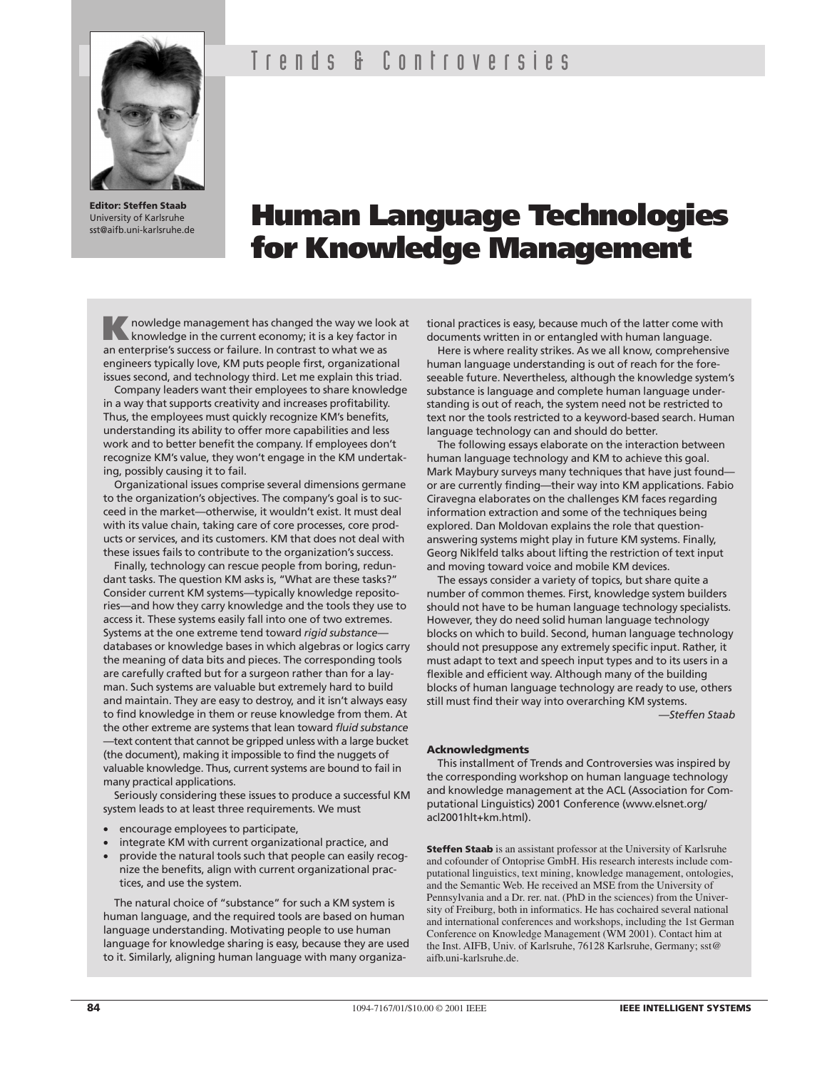Trends & Controversies

**Editor: Steffen Staab**
University of Karlsruhe
sst@aifb.uni-karlsruhe.de

# Human Language Technologies for Knowledge Management

Knowledge management has changed the way we look at knowledge in the current economy; it is a key factor in an enterprise's success or failure. In contrast to what we as engineers typically love, KM puts people first, organizational issues second, and technology third. Let me explain this triad.

Company leaders want their employees to share knowledge in a way that supports creativity and increases profitability. Thus, the employees must quickly recognize KM's benefits, understanding its ability to offer more capabilities and less work and to better benefit the company. If employees don't recognize KM's value, they won't engage in the KM undertaking, possibly causing it to fail.

Organizational issues comprise several dimensions germane to the organization's objectives. The company's goal is to succeed in the market—otherwise, it wouldn't exist. It must deal with its value chain, taking care of core processes, core products or services, and its customers. KM that does not deal with these issues fails to contribute to the organization's success.

Finally, technology can rescue people from boring, redundant tasks. The question KM asks is, "What are these tasks?" Consider current KM systems—typically knowledge repositories—and how they carry knowledge and the tools they use to access it. These systems easily fall into one of two extremes. Systems at the one extreme tend toward *rigid substance*—databases or knowledge bases in which algebras or logics carry the meaning of data bits and pieces. The corresponding tools are carefully crafted but for a surgeon rather than for a layman. Such systems are valuable but extremely hard to build and maintain. They are easy to destroy, and it isn't always easy to find knowledge in them or reuse knowledge from them. At the other extreme are systems that lean toward *fluid substance*—text content that cannot be gripped unless with a large bucket (the document), making it impossible to find the nuggets of valuable knowledge. Thus, current systems are bound to fail in many practical applications.

Seriously considering these issues to produce a successful KM system leads to at least three requirements. We must

- encourage employees to participate,
- integrate KM with current organizational practice, and
- provide the natural tools such that people can easily recognize the benefits, align with current organizational practices, and use the system.

The natural choice of "substance" for such a KM system is human language, and the required tools are based on human language understanding. Motivating people to use human language for knowledge sharing is easy, because they are used to it. Similarly, aligning human language with many organizational practices is easy, because much of the latter come with documents written in or entangled with human language.

Here is where reality strikes. As we all know, comprehensive human language understanding is out of reach for the foreseeable future. Nevertheless, although the knowledge system's substance is language and complete human language understanding is out of reach, the system need not be restricted to text nor the tools restricted to a keyword-based search. Human language technology can and should do better.

The following essays elaborate on the interaction between human language technology and KM to achieve this goal. Mark Maybury surveys many techniques that have just found—or are currently finding—their way into KM applications. Fabio Ciravegna elaborates on the challenges KM faces regarding information extraction and some of the techniques being explored. Dan Moldovan explains the role that question-answering systems might play in future KM systems. Finally, Georg Niklfeld talks about lifting the restriction of text input and moving toward voice and mobile KM devices.

The essays consider a variety of topics, but share quite a number of common themes. First, knowledge system builders should not have to be human language technology specialists. However, they do need solid human language technology blocks on which to build. Second, human language technology should not presuppose any extremely specific input. Rather, it must adapt to text and speech input types and to its users in a flexible and efficient way. Although many of the building blocks of human language technology are ready to use, others still must find their way into overarching KM systems.

*—Steffen Staab*

### Acknowledgments

This installment of Trends and Controversies was inspired by the corresponding workshop on human language technology and knowledge management at the ACL (Association for Computational Linguistics) 2001 Conference (www.elsnet.org/acl2001hlt+km.html).

**Steffen Staab** is an assistant professor at the University of Karlsruhe and cofounder of Ontoprise GmbH. His research interests include computational linguistics, text mining, knowledge management, ontologies, and the Semantic Web. He received an MSE from the University of Pennsylvania and a Dr. rer. nat. (PhD in the sciences) from the University of Freiburg, both in informatics. He has cochaired several national and international conferences and workshops, including the 1st German Conference on Knowledge Management (WM 2001). Contact him at the Inst. AIFB, Univ. of Karlsruhe, 76128 Karlsruhe, Germany; sst@aifb.uni-karlsruhe.de.

1094-7167/01/$10.00 © 2001 IEEE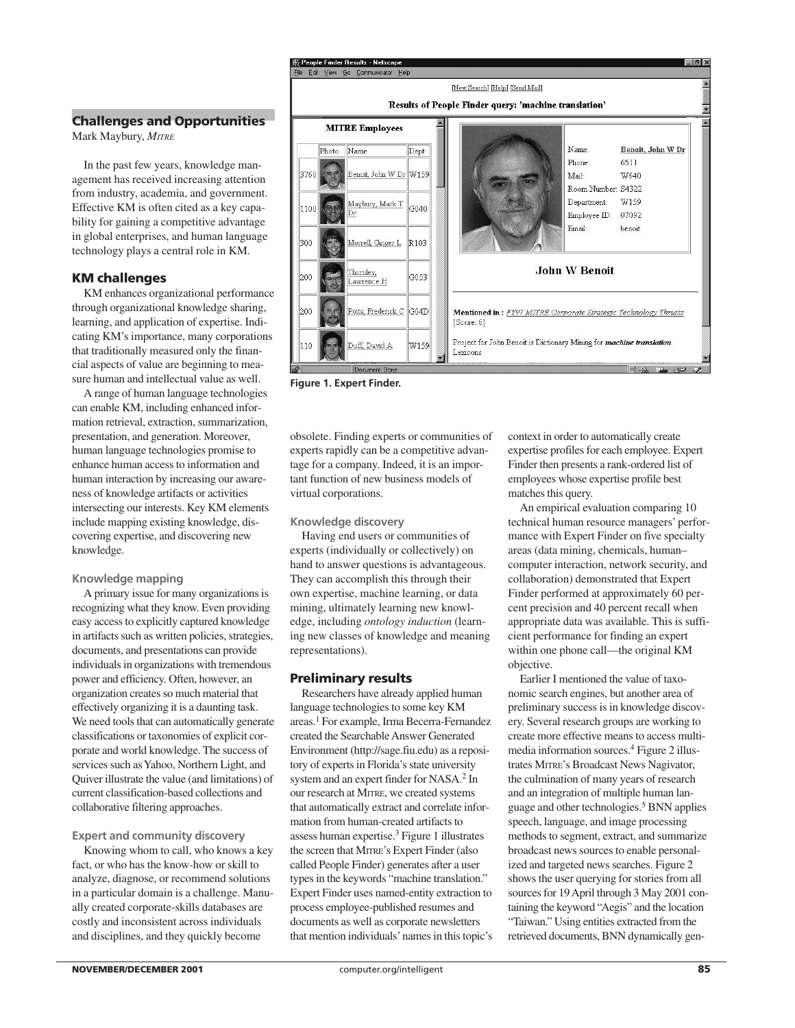## Challenges and Opportunities

Mark Maybury, *MITRE*

In the past few years, knowledge management has received increasing attention from industry, academia, and government. Effective KM is often cited as a key capability for gaining a competitive advantage in global enterprises, and human language technology plays a central role in KM.

### KM challenges

KM enhances organizational performance through organizational knowledge sharing, learning, and application of expertise. Indicating KM's importance, many corporations that traditionally measured only the financial aspects of value are beginning to measure human and intellectual value as well.

A range of human language technologies can enable KM, including enhanced information retrieval, extraction, summarization, presentation, and generation. Moreover, human language technologies promise to enhance human access to information and human interaction by increasing our awareness of knowledge artifacts or activities intersecting our interests. Key KM elements include mapping existing knowledge, discovering expertise, and discovering new knowledge.

#### Knowledge mapping

A primary issue for many organizations is recognizing what they know. Even providing easy access to explicitly captured knowledge in artifacts such as written policies, strategies, documents, and presentations can provide individuals in organizations with tremendous power and efficiency. Often, however, an organization creates so much material that effectively organizing it is a daunting task. We need tools that can automatically generate classifications or taxonomies of explicit corporate and world knowledge. The success of services such as Yahoo, Northern Light, and Quiver illustrate the value (and limitations) of current classification-based collections and collaborative filtering approaches.

#### Expert and community discovery

Knowing whom to call, who knows a key fact, or who has the know-how or skill to analyze, diagnose, or recommend solutions in a particular domain is a challenge. Manually created corporate-skills databases are costly and inconsistent across individuals and disciplines, and they quickly become obsolete. Finding experts or communities of experts rapidly can be a competitive advantage for a company. Indeed, it is an important function of new business models of virtual corporations.

#### Knowledge discovery

Having end users or communities of experts (individually or collectively) on hand to answer questions is advantageous. They can accomplish this through their own expertise, machine learning, or data mining, ultimately learning new knowledge, including *ontology induction* (learning new classes of knowledge and meaning representations).

Figure 1. Expert Finder.

### Preliminary results

Researchers have already applied human language technologies to some key KM areas.[1] For example, Irma Becerra-Fernandez created the Searchable Answer Generated Environment (http://sage.fiu.edu) as a repository of experts in Florida's state university system and an expert finder for NASA.[2] In our research at MITRE, we created systems that automatically extract and correlate information from human-created artifacts to assess human expertise.[3] Figure 1 illustrates the screen that MITRE's Expert Finder (also called People Finder) generates after a user types in the keywords "machine translation." Expert Finder uses named-entity extraction to process employee-published resumes and documents as well as corporate newsletters that mention individuals' names in this topic's context in order to automatically create expertise profiles for each employee. Expert Finder then presents a rank-ordered list of employees whose expertise profile best matches this query.

An empirical evaluation comparing 10 technical human resource managers' performance with Expert Finder on five specialty areas (data mining, chemicals, human–computer interaction, network security, and collaboration) demonstrated that Expert Finder performed at approximately 60 percent precision and 40 percent recall when appropriate data was available. This is sufficient performance for finding an expert within one phone call—the original KM objective.

Earlier I mentioned the value of taxonomic search engines, but another area of preliminary success is in knowledge discovery. Several research groups are working to create more effective means to access multimedia information sources.[4] Figure 2 illustrates MITRE's Broadcast News Nagivator, the culmination of many years of research and an integration of multiple human language and other technologies.[5] BNN applies speech, language, and image processing methods to segment, extract, and summarize broadcast news sources to enable personalized and targeted news searches. Figure 2 shows the user querying for stories from all sources for 19 April through 3 May 2001 containing the keyword "Aegis" and the location "Taiwan." Using entities extracted from the retrieved documents, BNN dynamically gen-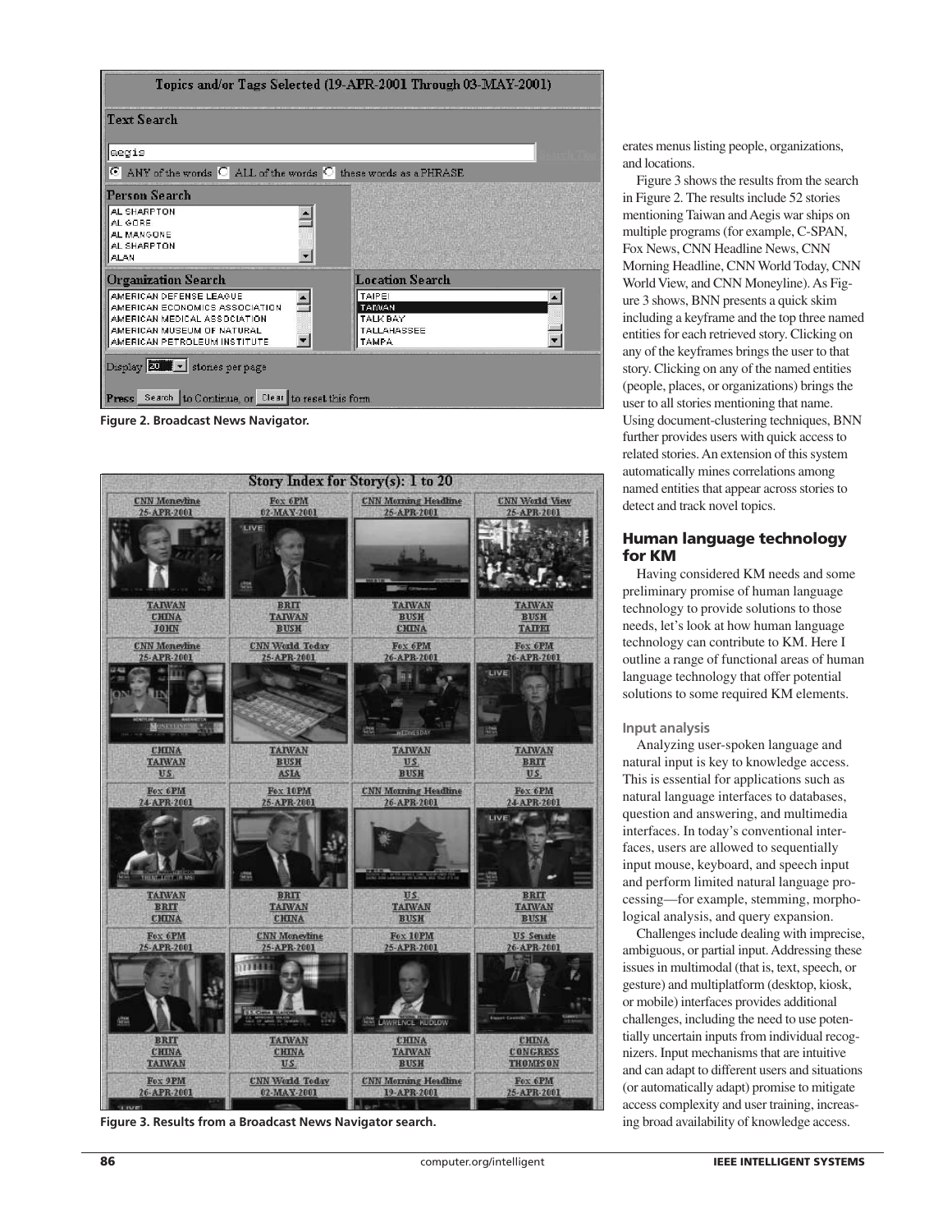Figure 2. Broadcast News Navigator.

Figure 3. Results from a Broadcast News Navigator search.

erates menus listing people, organizations, and locations.

Figure 3 shows the results from the search in Figure 2. The results include 52 stories mentioning Taiwan and Aegis war ships on multiple programs (for example, C-SPAN, Fox News, CNN Headline News, CNN Morning Headline, CNN World Today, CNN World View, and CNN Moneyline). As Figure 3 shows, BNN presents a quick skim including a keyframe and the top three named entities for each retrieved story. Clicking on any of the keyframes brings the user to that story. Clicking on any of the named entities (people, places, or organizations) brings the user to all stories mentioning that name. Using document-clustering techniques, BNN further provides users with quick access to related stories. An extension of this system automatically mines correlations among named entities that appear across stories to detect and track novel topics.

## Human language technology for KM

Having considered KM needs and some preliminary promise of human language technology to provide solutions to those needs, let's look at how human language technology can contribute to KM. Here I outline a range of functional areas of human language technology that offer potential solutions to some required KM elements.

### Input analysis

Analyzing user-spoken language and natural input is key to knowledge access. This is essential for applications such as natural language interfaces to databases, question and answering, and multimedia interfaces. In today's conventional interfaces, users are allowed to sequentially input mouse, keyboard, and speech input and perform limited natural language processing—for example, stemming, morphological analysis, and query expansion.

Challenges include dealing with imprecise, ambiguous, or partial input. Addressing these issues in multimodal (that is, text, speech, or gesture) and multiplatform (desktop, kiosk, or mobile) interfaces provides additional challenges, including the need to use potentially uncertain inputs from individual recognizers. Input mechanisms that are intuitive and can adapt to different users and situations (or automatically adapt) promise to mitigate access complexity and user training, increasing broad availability of knowledge access.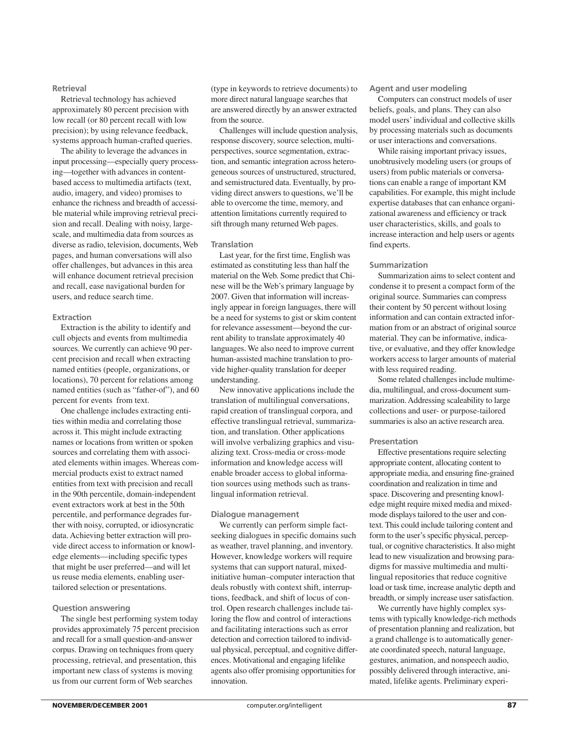### Retrieval

Retrieval technology has achieved approximately 80 percent precision with low recall (or 80 percent recall with low precision); by using relevance feedback, systems approach human-crafted queries.

The ability to leverage the advances in input processing—especially query processing—together with advances in content-based access to multimedia artifacts (text, audio, imagery, and video) promises to enhance the richness and breadth of accessible material while improving retrieval precision and recall. Dealing with noisy, large-scale, and multimedia data from sources as diverse as radio, television, documents, Web pages, and human conversations will also offer challenges, but advances in this area will enhance document retrieval precision and recall, ease navigational burden for users, and reduce search time.

### Extraction

Extraction is the ability to identify and cull objects and events from multimedia sources. We currently can achieve 90 percent precision and recall when extracting named entities (people, organizations, or locations), 70 percent for relations among named entities (such as "father-of"), and 60 percent for events from text.

One challenge includes extracting entities within media and correlating those across it. This might include extracting names or locations from written or spoken sources and correlating them with associated elements within images. Whereas commercial products exist to extract named entities from text with precision and recall in the 90th percentile, domain-independent event extractors work at best in the 50th percentile, and performance degrades further with noisy, corrupted, or idiosyncratic data. Achieving better extraction will provide direct access to information or knowledge elements—including specific types that might be user preferred—and will let us reuse media elements, enabling user-tailored selection or presentations.

### Question answering

The single best performing system today provides approximately 75 percent precision and recall for a small question-and-answer corpus. Drawing on techniques from query processing, retrieval, and presentation, this important new class of systems is moving us from our current form of Web searches (type in keywords to retrieve documents) to more direct natural language searches that are answered directly by an answer extracted from the source.

Challenges will include question analysis, response discovery, source selection, multi-perspectives, source segmentation, extraction, and semantic integration across heterogeneous sources of unstructured, structured, and semistructured data. Eventually, by providing direct answers to questions, we'll be able to overcome the time, memory, and attention limitations currently required to sift through many returned Web pages.

### Translation

Last year, for the first time, English was estimated as constituting less than half the material on the Web. Some predict that Chinese will be the Web's primary language by 2007. Given that information will increasingly appear in foreign languages, there will be a need for systems to gist or skim content for relevance assessment—beyond the current ability to translate approximately 40 languages. We also need to improve current human-assisted machine translation to provide higher-quality translation for deeper understanding.

New innovative applications include the translation of multilingual conversations, rapid creation of translingual corpora, and effective translingual retrieval, summarization, and translation. Other applications will involve verbalizing graphics and visualizing text. Cross-media or cross-mode information and knowledge access will enable broader access to global information sources using methods such as translingual information retrieval.

### Dialogue management

We currently can perform simple fact-seeking dialogues in specific domains such as weather, travel planning, and inventory. However, knowledge workers will require systems that can support natural, mixed-initiative human–computer interaction that deals robustly with context shift, interruptions, feedback, and shift of locus of control. Open research challenges include tailoring the flow and control of interactions and facilitating interactions such as error detection and correction tailored to individual physical, perceptual, and cognitive differences. Motivational and engaging lifelike agents also offer promising opportunities for innovation.

### Agent and user modeling

Computers can construct models of user beliefs, goals, and plans. They can also model users' individual and collective skills by processing materials such as documents or user interactions and conversations.

While raising important privacy issues, unobtrusively modeling users (or groups of users) from public materials or conversations can enable a range of important KM capabilities. For example, this might include expertise databases that can enhance organizational awareness and efficiency or track user characteristics, skills, and goals to increase interaction and help users or agents find experts.

### Summarization

Summarization aims to select content and condense it to present a compact form of the original source. Summaries can compress their content by 50 percent without losing information and can contain extracted information from or an abstract of original source material. They can be informative, indicative, or evaluative, and they offer knowledge workers access to larger amounts of material with less required reading.

Some related challenges include multimedia, multilingual, and cross-document summarization. Addressing scaleability to large collections and user- or purpose-tailored summaries is also an active research area.

### Presentation

Effective presentations require selecting appropriate content, allocating content to appropriate media, and ensuring fine-grained coordination and realization in time and space. Discovering and presenting knowledge might require mixed media and mixed-mode displays tailored to the user and context. This could include tailoring content and form to the user's specific physical, perceptual, or cognitive characteristics. It also might lead to new visualization and browsing paradigms for massive multimedia and multilingual repositories that reduce cognitive load or task time, increase analytic depth and breadth, or simply increase user satisfaction.

We currently have highly complex systems with typically knowledge-rich methods of presentation planning and realization, but a grand challenge is to automatically generate coordinated speech, natural language, gestures, animation, and nonspeech audio, possibly delivered through interactive, animated, lifelike agents. Preliminary experi-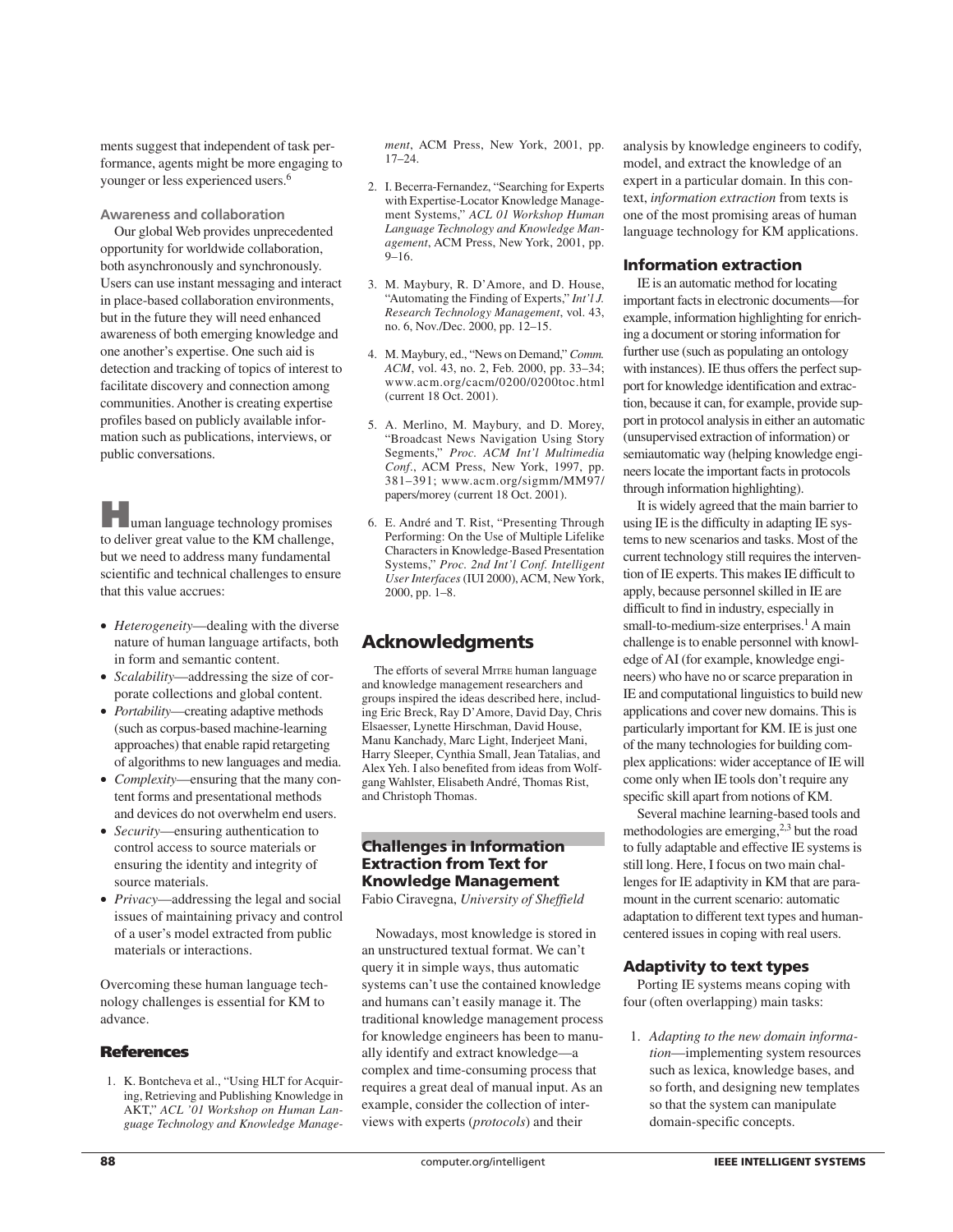ments suggest that independent of task performance, agents might be more engaging to younger or less experienced users.[6]

### Awareness and collaboration

Our global Web provides unprecedented opportunity for worldwide collaboration, both asynchronously and synchronously. Users can use instant messaging and interact in place-based collaboration environments, but in the future they will need enhanced awareness of both emerging knowledge and one another's expertise. One such aid is detection and tracking of topics of interest to facilitate discovery and connection among communities. Another is creating expertise profiles based on publicly available information such as publications, interviews, or public conversations.

Human language technology promises to deliver great value to the KM challenge, but we need to address many fundamental scientific and technical challenges to ensure that this value accrues:

- *Heterogeneity*—dealing with the diverse nature of human language artifacts, both in form and semantic content.
- *Scalability*—addressing the size of corporate collections and global content.
- *Portability*—creating adaptive methods (such as corpus-based machine-learning approaches) that enable rapid retargeting of algorithms to new languages and media.
- *Complexity*—ensuring that the many content forms and presentational methods and devices do not overwhelm end users.
- *Security*—ensuring authentication to control access to source materials or ensuring the identity and integrity of source materials.
- *Privacy*—addressing the legal and social issues of maintaining privacy and control of a user's model extracted from public materials or interactions.

Overcoming these human language technology challenges is essential for KM to advance.

## References

1. K. Bontcheva et al., "Using HLT for Acquiring, Retrieving and Publishing Knowledge in AKT," *ACL '01 Workshop on Human Language Technology and Knowledge Management*, ACM Press, New York, 2001, pp. 17–24.
2. I. Becerra-Fernandez, "Searching for Experts with Expertise-Locator Knowledge Management Systems," *ACL 01 Workshop Human Language Technology and Knowledge Management*, ACM Press, New York, 2001, pp. 9–16.
3. M. Maybury, R. D'Amore, and D. House, "Automating the Finding of Experts," *Int'l J. Research Technology Management*, vol. 43, no. 6, Nov./Dec. 2000, pp. 12–15.
4. M. Maybury, ed., "News on Demand," *Comm. ACM*, vol. 43, no. 2, Feb. 2000, pp. 33–34; www.acm.org/cacm/0200/0200toc.html (current 18 Oct. 2001).
5. A. Merlino, M. Maybury, and D. Morey, "Broadcast News Navigation Using Story Segments," *Proc. ACM Int'l Multimedia Conf.*, ACM Press, New York, 1997, pp. 381–391; www.acm.org/sigmm/MM97/papers/morey (current 18 Oct. 2001).
6. E. André and T. Rist, "Presenting Through Performing: On the Use of Multiple Lifelike Characters in Knowledge-Based Presentation Systems," *Proc. 2nd Int'l Conf. Intelligent User Interfaces* (IUI 2000), ACM, New York, 2000, pp. 1–8.

## Acknowledgments

The efforts of several MITRE human language and knowledge management researchers and groups inspired the ideas described here, including Eric Breck, Ray D'Amore, David Day, Chris Elsaesser, Lynette Hirschman, David House, Manu Kanchady, Marc Light, Inderjeet Mani, Harry Sleeper, Cynthia Small, Jean Tatalias, and Alex Yeh. I also benefited from ideas from Wolfgang Wahlster, Elisabeth André, Thomas Rist, and Christoph Thomas.

# Challenges in Information Extraction from Text for Knowledge Management

Fabio Ciravegna, *University of Sheffield*

Nowadays, most knowledge is stored in an unstructured textual format. We can't query it in simple ways, thus automatic systems can't use the contained knowledge and humans can't easily manage it. The traditional knowledge management process for knowledge engineers has been to manually identify and extract knowledge—a complex and time-consuming process that requires a great deal of manual input. As an example, consider the collection of interviews with experts (*protocols*) and their analysis by knowledge engineers to codify, model, and extract the knowledge of an expert in a particular domain. In this context, *information extraction* from texts is one of the most promising areas of human language technology for KM applications.

## Information extraction

IE is an automatic method for locating important facts in electronic documents—for example, information highlighting for enriching a document or storing information for further use (such as populating an ontology with instances). IE thus offers the perfect support for knowledge identification and extraction, because it can, for example, provide support in protocol analysis in either an automatic (unsupervised extraction of information) or semiautomatic way (helping knowledge engineers locate the important facts in protocols through information highlighting).

It is widely agreed that the main barrier to using IE is the difficulty in adapting IE systems to new scenarios and tasks. Most of the current technology still requires the intervention of IE experts. This makes IE difficult to apply, because personnel skilled in IE are difficult to find in industry, especially in small-to-medium-size enterprises.[1] A main challenge is to enable personnel with knowledge of AI (for example, knowledge engineers) who have no or scarce preparation in IE and computational linguistics to build new applications and cover new domains. This is particularly important for KM. IE is just one of the many technologies for building complex applications: wider acceptance of IE will come only when IE tools don't require any specific skill apart from notions of KM.

Several machine learning-based tools and methodologies are emerging,[2,3] but the road to fully adaptable and effective IE systems is still long. Here, I focus on two main challenges for IE adaptivity in KM that are paramount in the current scenario: automatic adaptation to different text types and human-centered issues in coping with real users.

## Adaptivity to text types

Porting IE systems means coping with four (often overlapping) main tasks:

1. *Adapting to the new domain information*—implementing system resources such as lexica, knowledge bases, and so forth, and designing new templates so that the system can manipulate domain-specific concepts.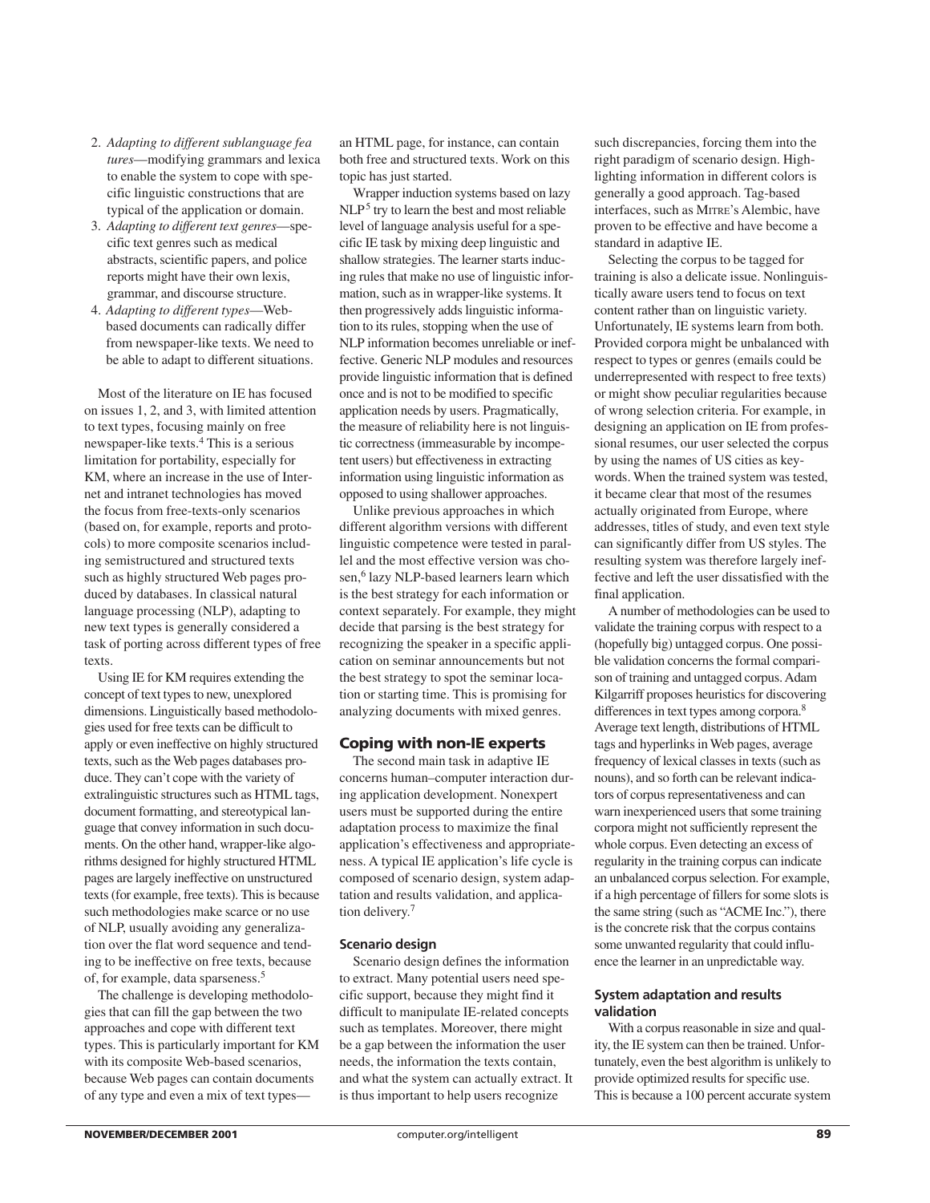2. *Adapting to different sublanguage features*—modifying grammars and lexica to enable the system to cope with specific linguistic constructions that are typical of the application or domain.
3. *Adapting to different text genres*—specific text genres such as medical abstracts, scientific papers, and police reports might have their own lexis, grammar, and discourse structure.
4. *Adapting to different types*—Web-based documents can radically differ from newspaper-like texts. We need to be able to adapt to different situations.

Most of the literature on IE has focused on issues 1, 2, and 3, with limited attention to text types, focusing mainly on free newspaper-like texts.[4] This is a serious limitation for portability, especially for KM, where an increase in the use of Internet and intranet technologies has moved the focus from free-texts-only scenarios (based on, for example, reports and protocols) to more composite scenarios including semistructured and structured texts such as highly structured Web pages produced by databases. In classical natural language processing (NLP), adapting to new text types is generally considered a task of porting across different types of free texts.

Using IE for KM requires extending the concept of text types to new, unexplored dimensions. Linguistically based methodologies used for free texts can be difficult to apply or even ineffective on highly structured texts, such as the Web pages databases produce. They can't cope with the variety of extralinguistic structures such as HTML tags, document formatting, and stereotypical language that convey information in such documents. On the other hand, wrapper-like algorithms designed for highly structured HTML pages are largely ineffective on unstructured texts (for example, free texts). This is because such methodologies make scarce or no use of NLP, usually avoiding any generalization over the flat word sequence and tending to be ineffective on free texts, because of, for example, data sparseness.[5]

The challenge is developing methodologies that can fill the gap between the two approaches and cope with different text types. This is particularly important for KM with its composite Web-based scenarios, because Web pages can contain documents of any type and even a mix of text types—an HTML page, for instance, can contain both free and structured texts. Work on this topic has just started.

Wrapper induction systems based on lazy NLP[5] try to learn the best and most reliable level of language analysis useful for a specific IE task by mixing deep linguistic and shallow strategies. The learner starts inducing rules that make no use of linguistic information, such as in wrapper-like systems. It then progressively adds linguistic information to its rules, stopping when the use of NLP information becomes unreliable or ineffective. Generic NLP modules and resources provide linguistic information that is defined once and is not to be modified to specific application needs by users. Pragmatically, the measure of reliability here is not linguistic correctness (immeasurable by incompetent users) but effectiveness in extracting information using linguistic information as opposed to using shallower approaches.

Unlike previous approaches in which different algorithm versions with different linguistic competence were tested in parallel and the most effective version was chosen,[6] lazy NLP-based learners learn which is the best strategy for each information or context separately. For example, they might decide that parsing is the best strategy for recognizing the speaker in a specific application on seminar announcements but not the best strategy to spot the seminar location or starting time. This is promising for analyzing documents with mixed genres.

## Coping with non-IE experts

The second main task in adaptive IE concerns human–computer interaction during application development. Nonexpert users must be supported during the entire adaptation process to maximize the final application's effectiveness and appropriateness. A typical IE application's life cycle is composed of scenario design, system adaptation and results validation, and application delivery.[7]

### Scenario design

Scenario design defines the information to extract. Many potential users need specific support, because they might find it difficult to manipulate IE-related concepts such as templates. Moreover, there might be a gap between the information the user needs, the information the texts contain, and what the system can actually extract. It is thus important to help users recognize such discrepancies, forcing them into the right paradigm of scenario design. Highlighting information in different colors is generally a good approach. Tag-based interfaces, such as MITRE's Alembic, have proven to be effective and have become a standard in adaptive IE.

Selecting the corpus to be tagged for training is also a delicate issue. Nonlinguistically aware users tend to focus on text content rather than on linguistic variety. Unfortunately, IE systems learn from both. Provided corpora might be unbalanced with respect to types or genres (emails could be underrepresented with respect to free texts) or might show peculiar regularities because of wrong selection criteria. For example, in designing an application on IE from professional resumes, our user selected the corpus by using the names of US cities as keywords. When the trained system was tested, it became clear that most of the resumes actually originated from Europe, where addresses, titles of study, and even text style can significantly differ from US styles. The resulting system was therefore largely ineffective and left the user dissatisfied with the final application.

A number of methodologies can be used to validate the training corpus with respect to a (hopefully big) untagged corpus. One possible validation concerns the formal comparison of training and untagged corpus. Adam Kilgarriff proposes heuristics for discovering differences in text types among corpora.[8] Average text length, distributions of HTML tags and hyperlinks in Web pages, average frequency of lexical classes in texts (such as nouns), and so forth can be relevant indicators of corpus representativeness and can warn inexperienced users that some training corpora might not sufficiently represent the whole corpus. Even detecting an excess of regularity in the training corpus can indicate an unbalanced corpus selection. For example, if a high percentage of fillers for some slots is the same string (such as "ACME Inc."), there is the concrete risk that the corpus contains some unwanted regularity that could influence the learner in an unpredictable way.

### System adaptation and results validation

With a corpus reasonable in size and quality, the IE system can then be trained. Unfortunately, even the best algorithm is unlikely to provide optimized results for specific use. This is because a 100 percent accurate system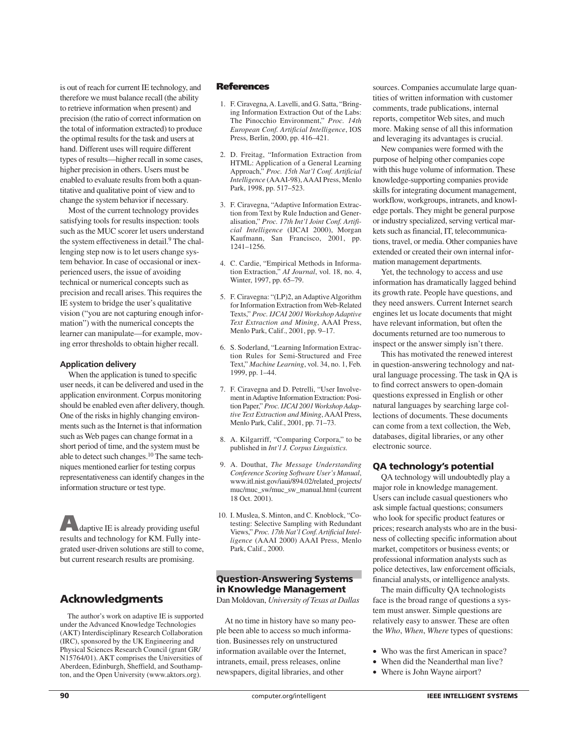is out of reach for current IE technology, and therefore we must balance recall (the ability to retrieve information when present) and precision (the ratio of correct information on the total of information extracted) to produce the optimal results for the task and users at hand. Different uses will require different types of results—higher recall in some cases, higher precision in others. Users must be enabled to evaluate results from both a quantitative and qualitative point of view and to change the system behavior if necessary.

Most of the current technology provides satisfying tools for results inspection: tools such as the MUC scorer let users understand the system effectiveness in detail.[9] The challenging step now is to let users change system behavior. In case of occasional or inexperienced users, the issue of avoiding technical or numerical concepts such as precision and recall arises. This requires the IE system to bridge the user's qualitative vision ("you are not capturing enough information") with the numerical concepts the learner can manipulate—for example, moving error thresholds to obtain higher recall.

#### Application delivery

When the application is tuned to specific user needs, it can be delivered and used in the application environment. Corpus monitoring should be enabled even after delivery, though. One of the risks in highly changing environments such as the Internet is that information such as Web pages can change format in a short period of time, and the system must be able to detect such changes.[10] The same techniques mentioned earlier for testing corpus representativeness can identify changes in the information structure or test type.

Adaptive IE is already providing useful results and technology for KM. Fully integrated user-driven solutions are still to come, but current research results are promising.

## Acknowledgments

The author's work on adaptive IE is supported under the Advanced Knowledge Technologies (AKT) Interdisciplinary Research Collaboration (IRC), sponsored by the UK Engineering and Physical Sciences Research Council (grant GR/N15764/01). AKT comprises the Universities of Aberdeen, Edinburgh, Sheffield, and Southampton, and the Open University (www.aktors.org).

### References

1. F. Ciravegna, A. Lavelli, and G. Satta, "Bringing Information Extraction Out of the Labs: The Pinocchio Environment," *Proc. 14th European Conf. Artificial Intelligence*, IOS Press, Berlin, 2000, pp. 416–421.
2. D. Freitag, "Information Extraction from HTML: Application of a General Learning Approach," *Proc. 15th Nat'l Conf. Artificial Intelligence* (AAAI-98), AAAI Press, Menlo Park, 1998, pp. 517–523.
3. F. Ciravegna, "Adaptive Information Extraction from Text by Rule Induction and Generalisation," *Proc. 17th Int'l Joint Conf. Artificial Intelligence* (IJCAI 2000), Morgan Kaufmann, San Francisco, 2001, pp. 1241–1256.
4. C. Cardie, "Empirical Methods in Information Extraction," *AI Journal*, vol. 18, no. 4, Winter, 1997, pp. 65–79.
5. F. Ciravegna: "(LP)2, an Adaptive Algorithm for Information Extraction from Web-Related Texts," *Proc. IJCAI 2001 Workshop Adaptive Text Extraction and Mining*, AAAI Press, Menlo Park, Calif., 2001, pp. 9–17.
6. S. Soderland, "Learning Information Extraction Rules for Semi-Structured and Free Text," *Machine Learning*, vol. 34, no. 1, Feb. 1999, pp. 1–44.
7. F. Ciravegna and D. Petrelli, "User Involvement in Adaptive Information Extraction: Position Paper," *Proc. IJCAI 2001 Workshop Adaptive Text Extraction and Mining*, AAAI Press, Menlo Park, Calif., 2001, pp. 71–73.
8. A. Kilgarriff, "Comparing Corpora," to be published in *Int'l J. Corpus Linguistics.*
9. A. Douthat, *The Message Understanding Conference Scoring Software User's Manual*, www.itl.nist.gov/iaui/894.02/related_projects/muc/muc_sw/muc_sw_manual.html (current 18 Oct. 2001).
10. I. Muslea, S. Minton, and C. Knoblock, "Co-testing: Selective Sampling with Redundant Views," *Proc. 17th Nat'l Conf. Artificial Intelligence* (AAAI 2000) AAAI Press, Menlo Park, Calif., 2000.

## Question-Answering Systems in Knowledge Management

Dan Moldovan, *University of Texas at Dallas*

At no time in history have so many people been able to access so much information. Businesses rely on unstructured information available over the Internet, intranets, email, press releases, online newspapers, digital libraries, and other sources. Companies accumulate large quantities of written information with customer comments, trade publications, internal reports, competitor Web sites, and much more. Making sense of all this information and leveraging its advantages is crucial.

New companies were formed with the purpose of helping other companies cope with this huge volume of information. These knowledge-supporting companies provide skills for integrating document management, workflow, workgroups, intranets, and knowledge portals. They might be general purpose or industry specialized, serving vertical markets such as financial, IT, telecommunications, travel, or media. Other companies have extended or created their own internal information management departments.

Yet, the technology to access and use information has dramatically lagged behind its growth rate. People have questions, and they need answers. Current Internet search engines let us locate documents that might have relevant information, but often the documents returned are too numerous to inspect or the answer simply isn't there.

This has motivated the renewed interest in question-answering technology and natural language processing. The task in QA is to find correct answers to open-domain questions expressed in English or other natural languages by searching large collections of documents. These documents can come from a text collection, the Web, databases, digital libraries, or any other electronic source.

### QA technology's potential

QA technology will undoubtedly play a major role in knowledge management. Users can include casual questioners who ask simple factual questions; consumers who look for specific product features or prices; research analysts who are in the business of collecting specific information about market, competitors or business events; or professional information analysts such as police detectives, law enforcement officials, financial analysts, or intelligence analysts.

The main difficulty QA technologists face is the broad range of questions a system must answer. Simple questions are relatively easy to answer. These are often the *Who*, *When*, *Where* types of questions:

- Who was the first American in space?
- When did the Neanderthal man live?
- Where is John Wayne airport?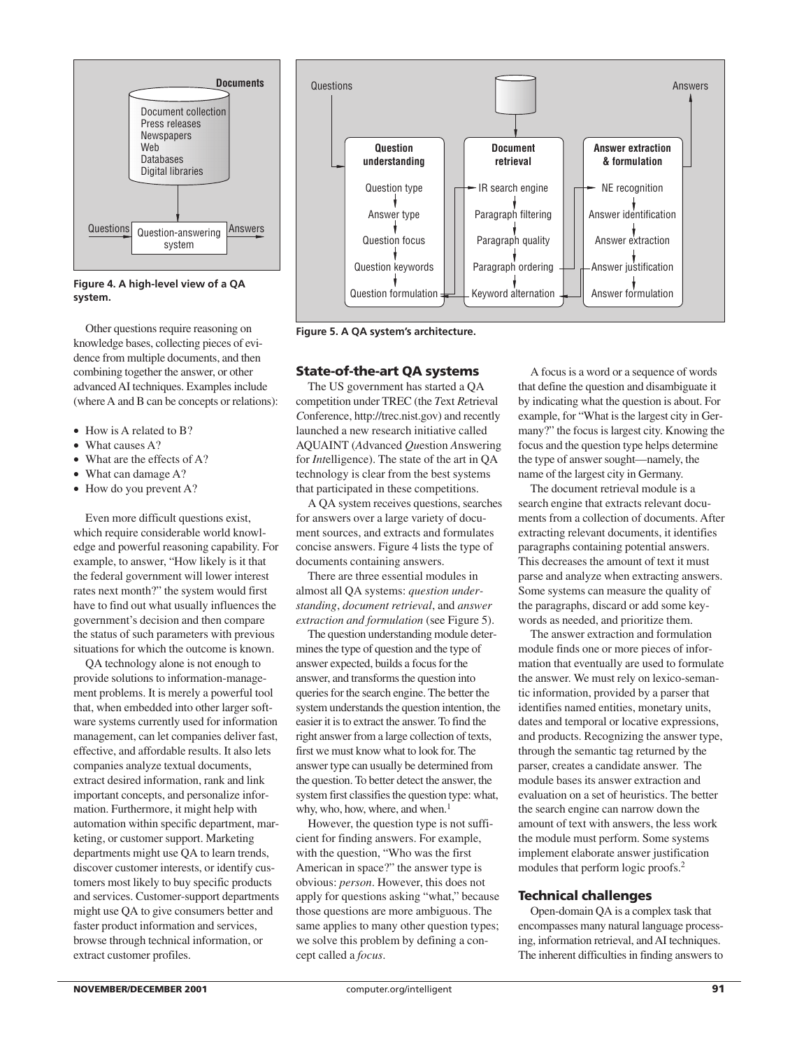Documents

Document collection
Press releases
Newspapers
Web
Databases
Digital libraries

Questions
Question-answering system
Answers

**Figure 4. A high-level view of a QA system.**

Other questions require reasoning on knowledge bases, collecting pieces of evidence from multiple documents, and then combining together the answer, or other advanced AI techniques. Examples include (where A and B can be concepts or relations):

- How is A related to B?
- What causes A?
- What are the effects of A?
- What can damage A?
- How do you prevent A?

Even more difficult questions exist, which require considerable world knowledge and powerful reasoning capability. For example, to answer, "How likely is it that the federal government will lower interest rates next month?" the system would first have to find out what usually influences the government's decision and then compare the status of such parameters with previous situations for which the outcome is known.

QA technology alone is not enough to provide solutions to information-management problems. It is merely a powerful tool that, when embedded into other larger software systems currently used for information management, can let companies deliver fast, effective, and affordable results. It also lets companies analyze textual documents, extract desired information, rank and link important concepts, and personalize information. Furthermore, it might help with automation within specific department, marketing, or customer support. Marketing departments might use QA to learn trends, discover customer interests, or identify customers most likely to buy specific products and services. Customer-support departments might use QA to give consumers better and faster product information and services, browse through technical information, or extract customer profiles.

Questions
Answers

**Question understanding**
Question type
Answer type
Question focus
Question keywords
Question formulation

**Document retrieval**
IR search engine
Paragraph filtering
Paragraph quality
Paragraph ordering
Keyword alternation

**Answer extraction & formulation**
NE recognition
Answer identification
Answer extraction
Answer justification
Answer formulation

**Figure 5. A QA system's architecture.**

## State-of-the-art QA systems

The US government has started a QA competition under TREC (the *T*ext *Re*trieval *C*onference, http://trec.nist.gov) and recently launched a new research initiative called AQUAINT (*A*dvanced *Qu*estion *A*nswering for *Int*elligence). The state of the art in QA technology is clear from the best systems that participated in these competitions.

A QA system receives questions, searches for answers over a large variety of document sources, and extracts and formulates concise answers. Figure 4 lists the type of documents containing answers.

There are three essential modules in almost all QA systems: *question understanding*, *document retrieval*, and *answer extraction and formulation* (see Figure 5).

The question understanding module determines the type of question and the type of answer expected, builds a focus for the answer, and transforms the question into queries for the search engine. The better the system understands the question intention, the easier it is to extract the answer. To find the right answer from a large collection of texts, first we must know what to look for. The answer type can usually be determined from the question. To better detect the answer, the system first classifies the question type: what, why, who, how, where, and when.[1]

However, the question type is not sufficient for finding answers. For example, with the question, "Who was the first American in space?" the answer type is obvious: *person*. However, this does not apply for questions asking "what," because those questions are more ambiguous. The same applies to many other question types; we solve this problem by defining a concept called a *focus*.

A focus is a word or a sequence of words that define the question and disambiguate it by indicating what the question is about. For example, for "What is the largest city in Germany?" the focus is largest city. Knowing the focus and the question type helps determine the type of answer sought—namely, the name of the largest city in Germany.

The document retrieval module is a search engine that extracts relevant documents from a collection of documents. After extracting relevant documents, it identifies paragraphs containing potential answers. This decreases the amount of text it must parse and analyze when extracting answers. Some systems can measure the quality of the paragraphs, discard or add some keywords as needed, and prioritize them.

The answer extraction and formulation module finds one or more pieces of information that eventually are used to formulate the answer. We must rely on lexico-semantic information, provided by a parser that identifies named entities, monetary units, dates and temporal or locative expressions, and products. Recognizing the answer type, through the semantic tag returned by the parser, creates a candidate answer. The module bases its answer extraction and evaluation on a set of heuristics. The better the search engine can narrow down the amount of text with answers, the less work the module must perform. Some systems implement elaborate answer justification modules that perform logic proofs.[2]

## Technical challenges

Open-domain QA is a complex task that encompasses many natural language processing, information retrieval, and AI techniques. The inherent difficulties in finding answers to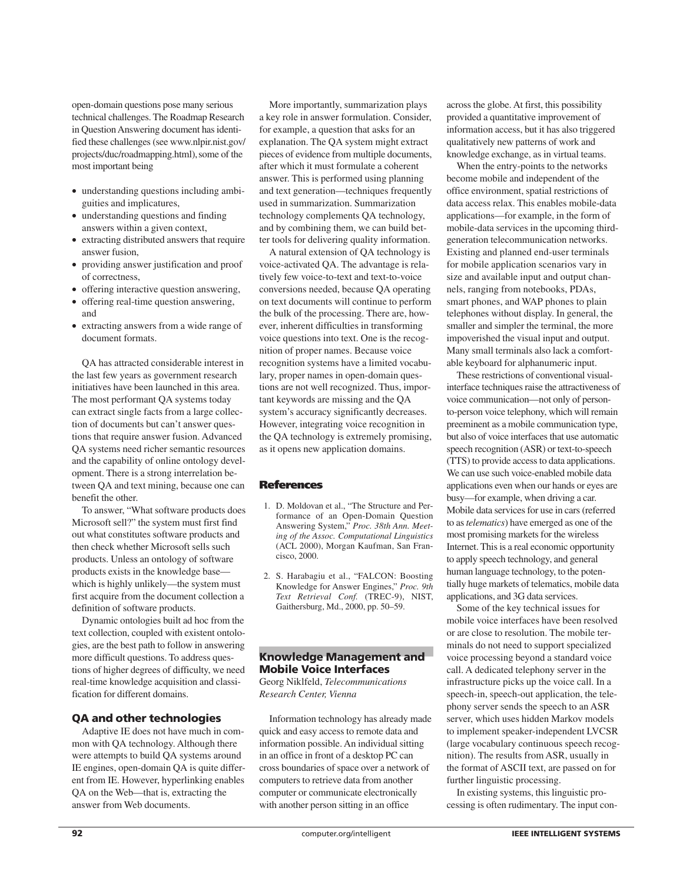open-domain questions pose many serious technical challenges. The Roadmap Research in Question Answering document has identified these challenges (see www.nlpir.nist.gov/projects/duc/roadmapping.html), some of the most important being

- understanding questions including ambiguities and implicatures,
- understanding questions and finding answers within a given context,
- extracting distributed answers that require answer fusion,
- providing answer justification and proof of correctness,
- offering interactive question answering,
- offering real-time question answering, and
- extracting answers from a wide range of document formats.

QA has attracted considerable interest in the last few years as government research initiatives have been launched in this area. The most performant QA systems today can extract single facts from a large collection of documents but can't answer questions that require answer fusion. Advanced QA systems need richer semantic resources and the capability of online ontology development. There is a strong interrelation between QA and text mining, because one can benefit the other.

To answer, "What software products does Microsoft sell?" the system must first find out what constitutes software products and then check whether Microsoft sells such products. Unless an ontology of software products exists in the knowledge base—which is highly unlikely—the system must first acquire from the document collection a definition of software products.

Dynamic ontologies built ad hoc from the text collection, coupled with existent ontologies, are the best path to follow in answering more difficult questions. To address questions of higher degrees of difficulty, we need real-time knowledge acquisition and classification for different domains.

### QA and other technologies

Adaptive IE does not have much in common with QA technology. Although there were attempts to build QA systems around IE engines, open-domain QA is quite different from IE. However, hyperlinking enables QA on the Web—that is, extracting the answer from Web documents.

More importantly, summarization plays a key role in answer formulation. Consider, for example, a question that asks for an explanation. The QA system might extract pieces of evidence from multiple documents, after which it must formulate a coherent answer. This is performed using planning and text generation—techniques frequently used in summarization. Summarization technology complements QA technology, and by combining them, we can build better tools for delivering quality information.

A natural extension of QA technology is voice-activated QA. The advantage is relatively few voice-to-text and text-to-voice conversions needed, because QA operating on text documents will continue to perform the bulk of the processing. There are, however, inherent difficulties in transforming voice questions into text. One is the recognition of proper names. Because voice recognition systems have a limited vocabulary, proper names in open-domain questions are not well recognized. Thus, important keywords are missing and the QA system's accuracy significantly decreases. However, integrating voice recognition in the QA technology is extremely promising, as it opens new application domains.

### References

1. D. Moldovan et al., "The Structure and Performance of an Open-Domain Question Answering System," *Proc. 38th Ann. Meeting of the Assoc. Computational Linguistics* (ACL 2000), Morgan Kaufman, San Francisco, 2000.
2. S. Harabagiu et al., "FALCON: Boosting Knowledge for Answer Engines," *Proc. 9th Text Retrieval Conf.* (TREC-9), NIST, Gaithersburg, Md., 2000, pp. 50–59.

## Knowledge Management and Mobile Voice Interfaces

Georg Niklfeld, *Telecommunications Research Center, Vienna*

Information technology has already made quick and easy access to remote data and information possible. An individual sitting in an office in front of a desktop PC can cross boundaries of space over a network of computers to retrieve data from another computer or communicate electronically with another person sitting in an office across the globe. At first, this possibility provided a quantitative improvement of information access, but it has also triggered qualitatively new patterns of work and knowledge exchange, as in virtual teams.

When the entry-points to the networks become mobile and independent of the office environment, spatial restrictions of data access relax. This enables mobile-data applications—for example, in the form of mobile-data services in the upcoming third-generation telecommunication networks. Existing and planned end-user terminals for mobile application scenarios vary in size and available input and output channels, ranging from notebooks, PDAs, smart phones, and WAP phones to plain telephones without display. In general, the smaller and simpler the terminal, the more impoverished the visual input and output. Many small terminals also lack a comfortable keyboard for alphanumeric input.

These restrictions of conventional visual-interface techniques raise the attractiveness of voice communication—not only of person-to-person voice telephony, which will remain preeminent as a mobile communication type, but also of voice interfaces that use automatic speech recognition (ASR) or text-to-speech (TTS) to provide access to data applications. We can use such voice-enabled mobile data applications even when our hands or eyes are busy—for example, when driving a car. Mobile data services for use in cars (referred to as *telematics*) have emerged as one of the most promising markets for the wireless Internet. This is a real economic opportunity to apply speech technology, and general human language technology, to the potentially huge markets of telematics, mobile data applications, and 3G data services.

Some of the key technical issues for mobile voice interfaces have been resolved or are close to resolution. The mobile terminals do not need to support specialized voice processing beyond a standard voice call. A dedicated telephony server in the infrastructure picks up the voice call. In a speech-in, speech-out application, the telephony server sends the speech to an ASR server, which uses hidden Markov models to implement speaker-independent LVCSR (large vocabulary continuous speech recognition). The results from ASR, usually in the format of ASCII text, are passed on for further linguistic processing.

In existing systems, this linguistic processing is often rudimentary. The input con-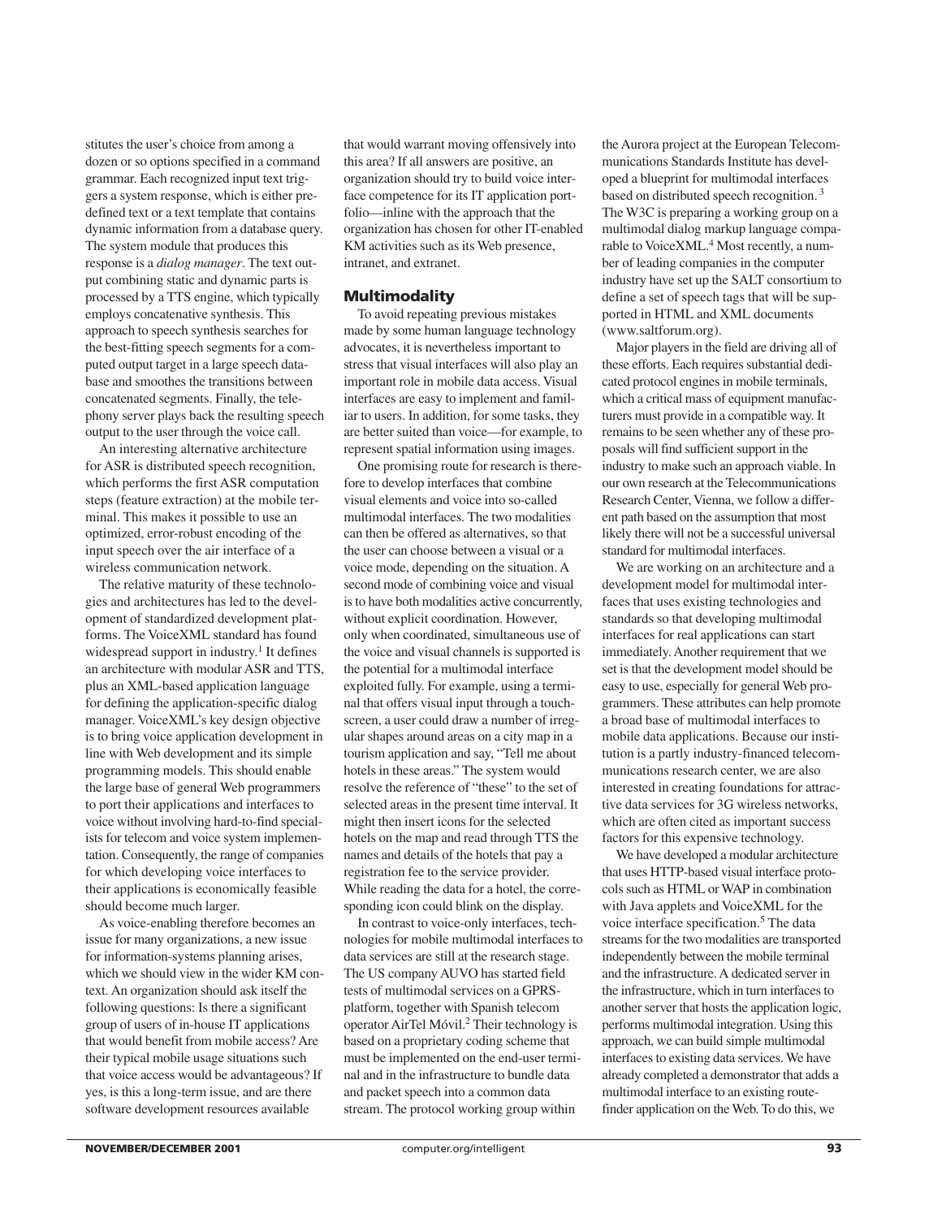stitutes the user's choice from among a dozen or so options specified in a command grammar. Each recognized input text triggers a system response, which is either predefined text or a text template that contains dynamic information from a database query. The system module that produces this response is a *dialog manager*. The text output combining static and dynamic parts is processed by a TTS engine, which typically employs concatenative synthesis. This approach to speech synthesis searches for the best-fitting speech segments for a computed output target in a large speech database and smoothes the transitions between concatenated segments. Finally, the telephony server plays back the resulting speech output to the user through the voice call.

An interesting alternative architecture for ASR is distributed speech recognition, which performs the first ASR computation steps (feature extraction) at the mobile terminal. This makes it possible to use an optimized, error-robust encoding of the input speech over the air interface of a wireless communication network.

The relative maturity of these technologies and architectures has led to the development of standardized development platforms. The VoiceXML standard has found widespread support in industry.[1] It defines an architecture with modular ASR and TTS, plus an XML-based application language for defining the application-specific dialog manager. VoiceXML's key design objective is to bring voice application development in line with Web development and its simple programming models. This should enable the large base of general Web programmers to port their applications and interfaces to voice without involving hard-to-find specialists for telecom and voice system implementation. Consequently, the range of companies for which developing voice interfaces to their applications is economically feasible should become much larger.

As voice-enabling therefore becomes an issue for many organizations, a new issue for information-systems planning arises, which we should view in the wider KM context. An organization should ask itself the following questions: Is there a significant group of users of in-house IT applications that would benefit from mobile access? Are their typical mobile usage situations such that voice access would be advantageous? If yes, is this a long-term issue, and are there software development resources available that would warrant moving offensively into this area? If all answers are positive, an organization should try to build voice interface competence for its IT application portfolio—inline with the approach that the organization has chosen for other IT-enabled KM activities such as its Web presence, intranet, and extranet.

## Multimodality

To avoid repeating previous mistakes made by some human language technology advocates, it is nevertheless important to stress that visual interfaces will also play an important role in mobile data access. Visual interfaces are easy to implement and familiar to users. In addition, for some tasks, they are better suited than voice—for example, to represent spatial information using images.

One promising route for research is therefore to develop interfaces that combine visual elements and voice into so-called multimodal interfaces. The two modalities can then be offered as alternatives, so that the user can choose between a visual or a voice mode, depending on the situation. A second mode of combining voice and visual is to have both modalities active concurrently, without explicit coordination. However, only when coordinated, simultaneous use of the voice and visual channels is supported is the potential for a multimodal interface exploited fully. For example, using a terminal that offers visual input through a touchscreen, a user could draw a number of irregular shapes around areas on a city map in a tourism application and say, "Tell me about hotels in these areas." The system would resolve the reference of "these" to the set of selected areas in the present time interval. It might then insert icons for the selected hotels on the map and read through TTS the names and details of the hotels that pay a registration fee to the service provider. While reading the data for a hotel, the corresponding icon could blink on the display.

In contrast to voice-only interfaces, technologies for mobile multimodal interfaces to data services are still at the research stage. The US company AUVO has started field tests of multimodal services on a GPRS-platform, together with Spanish telecom operator AirTel Móvil.[2] Their technology is based on a proprietary coding scheme that must be implemented on the end-user terminal and in the infrastructure to bundle data and packet speech into a common data stream. The protocol working group within the Aurora project at the European Telecommunications Standards Institute has developed a blueprint for multimodal interfaces based on distributed speech recognition.[3] The W3C is preparing a working group on a multimodal dialog markup language comparable to VoiceXML.[4] Most recently, a number of leading companies in the computer industry have set up the SALT consortium to define a set of speech tags that will be supported in HTML and XML documents (www.saltforum.org).

Major players in the field are driving all of these efforts. Each requires substantial dedicated protocol engines in mobile terminals, which a critical mass of equipment manufacturers must provide in a compatible way. It remains to be seen whether any of these proposals will find sufficient support in the industry to make such an approach viable. In our own research at the Telecommunications Research Center, Vienna, we follow a different path based on the assumption that most likely there will not be a successful universal standard for multimodal interfaces.

We are working on an architecture and a development model for multimodal interfaces that uses existing technologies and standards so that developing multimodal interfaces for real applications can start immediately. Another requirement that we set is that the development model should be easy to use, especially for general Web programmers. These attributes can help promote a broad base of multimodal interfaces to mobile data applications. Because our institution is a partly industry-financed telecommunications research center, we are also interested in creating foundations for attractive data services for 3G wireless networks, which are often cited as important success factors for this expensive technology.

We have developed a modular architecture that uses HTTP-based visual interface protocols such as HTML or WAP in combination with Java applets and VoiceXML for the voice interface specification.[5] The data streams for the two modalities are transported independently between the mobile terminal and the infrastructure. A dedicated server in the infrastructure, which in turn interfaces to another server that hosts the application logic, performs multimodal integration. Using this approach, we can build simple multimodal interfaces to existing data services. We have already completed a demonstrator that adds a multimodal interface to an existing route-finder application on the Web. To do this, we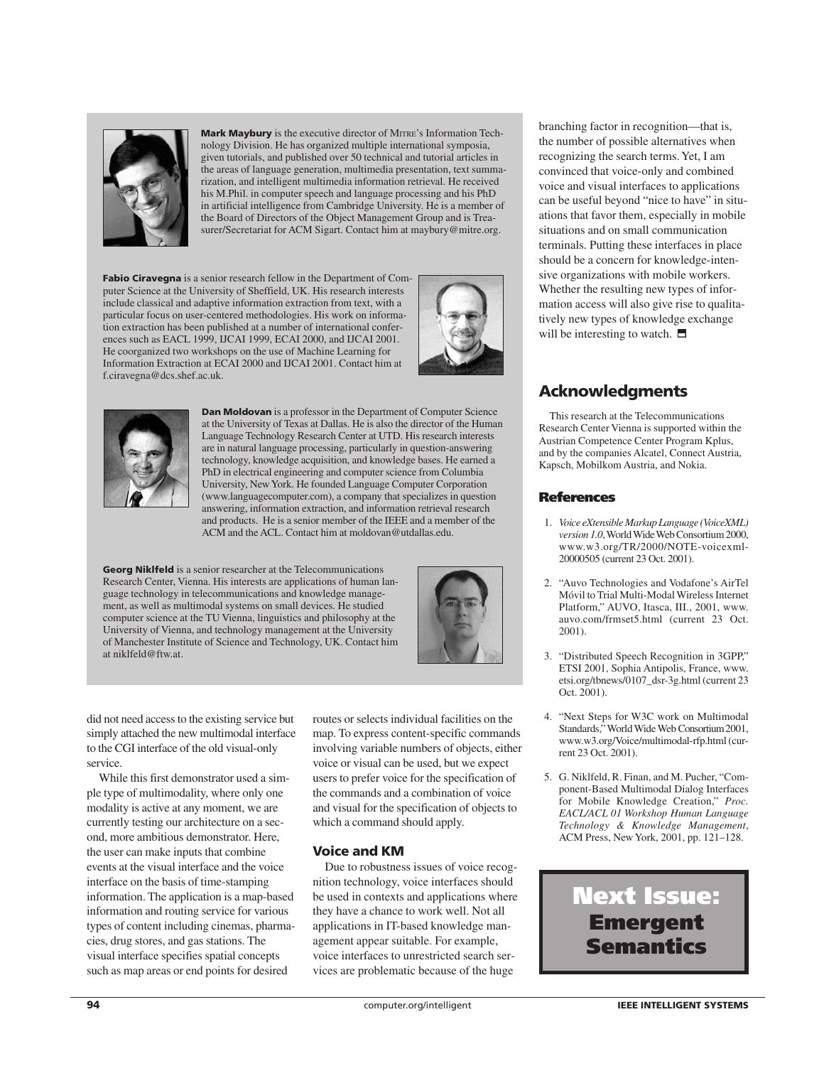**Mark Maybury** is the executive director of MITRE's Information Technology Division. He has organized multiple international symposia, given tutorials, and published over 50 technical and tutorial articles in the areas of language generation, multimedia presentation, text summarization, and intelligent multimedia information retrieval. He received his M.Phil. in computer speech and language processing and his PhD in artificial intelligence from Cambridge University. He is a member of the Board of Directors of the Object Management Group and is Treasurer/Secretariat for ACM Sigart. Contact him at maybury@mitre.org.

**Fabio Ciravegna** is a senior research fellow in the Department of Computer Science at the University of Sheffield, UK. His research interests include classical and adaptive information extraction from text, with a particular focus on user-centered methodologies. His work on information extraction has been published at a number of international conferences such as EACL 1999, IJCAI 1999, ECAI 2000, and IJCAI 2001. He coorganized two workshops on the use of Machine Learning for Information Extraction at ECAI 2000 and IJCAI 2001. Contact him at f.ciravegna@dcs.shef.ac.uk.

**Dan Moldovan** is a professor in the Department of Computer Science at the University of Texas at Dallas. He is also the director of the Human Language Technology Research Center at UTD. His research interests are in natural language processing, particularly in question-answering technology, knowledge acquisition, and knowledge bases. He earned a PhD in electrical engineering and computer science from Columbia University, New York. He founded Language Computer Corporation (www.languagecomputer.com), a company that specializes in question answering, information extraction, and information retrieval research and products. He is a senior member of the IEEE and a member of the ACM and the ACL. Contact him at moldovan@utdallas.edu.

**Georg Niklfeld** is a senior researcher at the Telecommunications Research Center, Vienna. His interests are applications of human language technology in telecommunications and knowledge management, as well as multimodal systems on small devices. He studied computer science at the TU Vienna, linguistics and philosophy at the University of Vienna, and technology management at the University of Manchester Institute of Science and Technology, UK. Contact him at niklfeld@ftw.at.

did not need access to the existing service but simply attached the new multimodal interface to the CGI interface of the old visual-only service.

While this first demonstrator used a simple type of multimodality, where only one modality is active at any moment, we are currently testing our architecture on a second, more ambitious demonstrator. Here, the user can make inputs that combine events at the visual interface and the voice interface on the basis of time-stamping information. The application is a map-based information and routing service for various types of content including cinemas, pharmacies, drug stores, and gas stations. The visual interface specifies spatial concepts such as map areas or end points for desired routes or selects individual facilities on the map. To express content-specific commands involving variable numbers of objects, either voice or visual can be used, but we expect users to prefer voice for the specification of the commands and a combination of voice and visual for the specification of objects to which a command should apply.

### Voice and KM

Due to robustness issues of voice recognition technology, voice interfaces should be used in contexts and applications where they have a chance to work well. Not all applications in IT-based knowledge management appear suitable. For example, voice interfaces to unrestricted search services are problematic because of the huge branching factor in recognition—that is, the number of possible alternatives when recognizing the search terms. Yet, I am convinced that voice-only and combined voice and visual interfaces to applications can be useful beyond "nice to have" in situations that favor them, especially in mobile situations and on small communication terminals. Putting these interfaces in place should be a concern for knowledge-intensive organizations with mobile workers. Whether the resulting new types of information access will also give rise to qualitatively new types of knowledge exchange will be interesting to watch.

## Acknowledgments

This research at the Telecommunications Research Center Vienna is supported within the Austrian Competence Center Program Kplus, and by the companies Alcatel, Connect Austria, Kapsch, Mobilkom Austria, and Nokia.

### References

1. *Voice eXtensible Markup Language (VoiceXML) version 1.0*, World Wide Web Consortium 2000, www.w3.org/TR/2000/NOTE-voicexml-20000505 (current 23 Oct. 2001).
2. "Auvo Technologies and Vodafone's AirTel Móvil to Trial Multi-Modal Wireless Internet Platform," AUVO, Itasca, Ill., 2001, www.auvo.com/frmset5.html (current 23 Oct. 2001).
3. "Distributed Speech Recognition in 3GPP," ETSI 2001, Sophia Antipolis, France, www.etsi.org/tbnews/0107_dsr-3g.html (current 23 Oct. 2001).
4. "Next Steps for W3C work on Multimodal Standards," World Wide Web Consortium 2001, www.w3.org/Voice/multimodal-rfp.html (current 23 Oct. 2001).
5. G. Niklfeld, R. Finan, and M. Pucher, "Component-Based Multimodal Dialog Interfaces for Mobile Knowledge Creation," *Proc. EACL/ACL 01 Workshop Human Language Technology & Knowledge Management*, ACM Press, New York, 2001, pp. 121–128.

**Next Issue: Emergent Semantics**